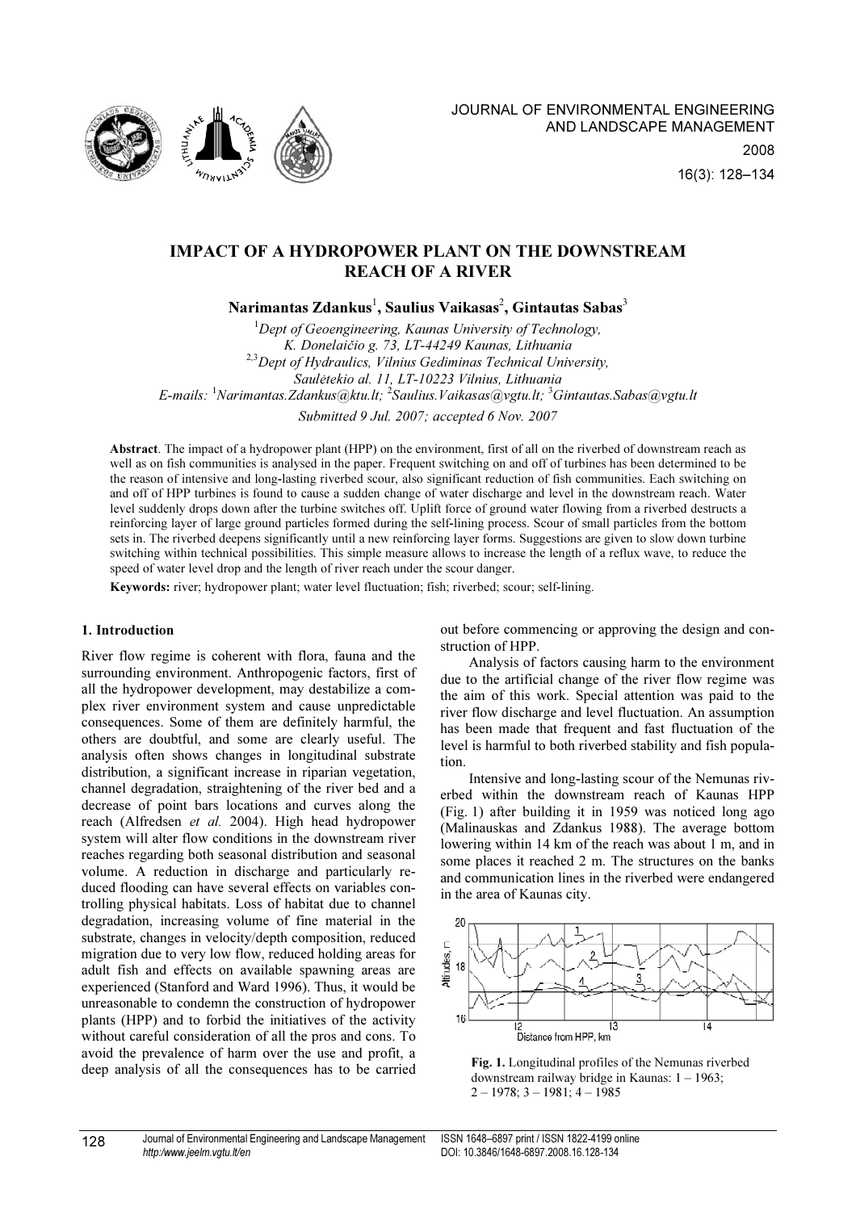# IMPACT OF A HYDROPOWER PLANT ON THE DOWNSTREAM REACH OF A RIVER

**Narimantas Zdankus**[1], **Saulius Vaikasas**[2], **Gintautas Sabas**[3]

[1]*Dept of Geoengineering, Kaunas University of Technology, K. Donelaičio g. 73, LT-44249 Kaunas, Lithuania*
[2,3]*Dept of Hydraulics, Vilnius Gediminas Technical University, Saulėtekio al. 11, LT-10223 Vilnius, Lithuania*
*E-mails:* [1]*Narimantas.Zdankus@ktu.lt;* [2]*Saulius.Vaikasas@vgtu.lt;* [3]*Gintautas.Sabas@vgtu.lt*

*Submitted 9 Jul. 2007; accepted 6 Nov. 2007*

**Abstract**. The impact of a hydropower plant (HPP) on the environment, first of all on the riverbed of downstream reach as well as on fish communities is analysed in the paper. Frequent switching on and off of turbines has been determined to be the reason of intensive and long-lasting riverbed scour, also significant reduction of fish communities. Each switching on and off of HPP turbines is found to cause a sudden change of water discharge and level in the downstream reach. Water level suddenly drops down after the turbine switches off. Uplift force of ground water flowing from a riverbed destructs a reinforcing layer of large ground particles formed during the self-lining process. Scour of small particles from the bottom sets in. The riverbed deepens significantly until a new reinforcing layer forms. Suggestions are given to slow down turbine switching within technical possibilities. This simple measure allows to increase the length of a reflux wave, to reduce the speed of water level drop and the length of river reach under the scour danger.

**Keywords:** river; hydropower plant; water level fluctuation; fish; riverbed; scour; self-lining.

## 1. Introduction

River flow regime is coherent with flora, fauna and the surrounding environment. Anthropogenic factors, first of all the hydropower development, may destabilize a complex river environment system and cause unpredictable consequences. Some of them are definitely harmful, the others are doubtful, and some are clearly useful. The analysis often shows changes in longitudinal substrate distribution, a significant increase in riparian vegetation, channel degradation, straightening of the river bed and a decrease of point bars locations and curves along the reach (Alfredsen *et al.* 2004). High head hydropower system will alter flow conditions in the downstream river reaches regarding both seasonal distribution and seasonal volume. A reduction in discharge and particularly reduced flooding can have several effects on variables controlling physical habitats. Loss of habitat due to channel degradation, increasing volume of fine material in the substrate, changes in velocity/depth composition, reduced migration due to very low flow, reduced holding areas for adult fish and effects on available spawning areas are experienced (Stanford and Ward 1996). Thus, it would be unreasonable to condemn the construction of hydropower plants (HPP) and to forbid the initiatives of the activity without careful consideration of all the pros and cons. To avoid the prevalence of harm over the use and profit, a deep analysis of all the consequences has to be carried out before commencing or approving the design and construction of HPP.

Analysis of factors causing harm to the environment due to the artificial change of the river flow regime was the aim of this work. Special attention was paid to the river flow discharge and level fluctuation. An assumption has been made that frequent and fast fluctuation of the level is harmful to both riverbed stability and fish population.

Intensive and long-lasting scour of the Nemunas riverbed within the downstream reach of Kaunas HPP (Fig. 1) after building it in 1959 was noticed long ago (Malinauskas and Zdankus 1988). The average bottom lowering within 14 km of the reach was about 1 m, and in some places it reached 2 m. The structures on the banks and communication lines in the riverbed were endangered in the area of Kaunas city.

Altitudes, m
20
18
16
12
13
14
Distance from HPP, km
1
2
3
4

**Fig. 1.** Longitudinal profiles of the Nemunas riverbed downstream railway bridge in Kaunas: 1 – 1963; 2 – 1978; 3 – 1981; 4 – 1985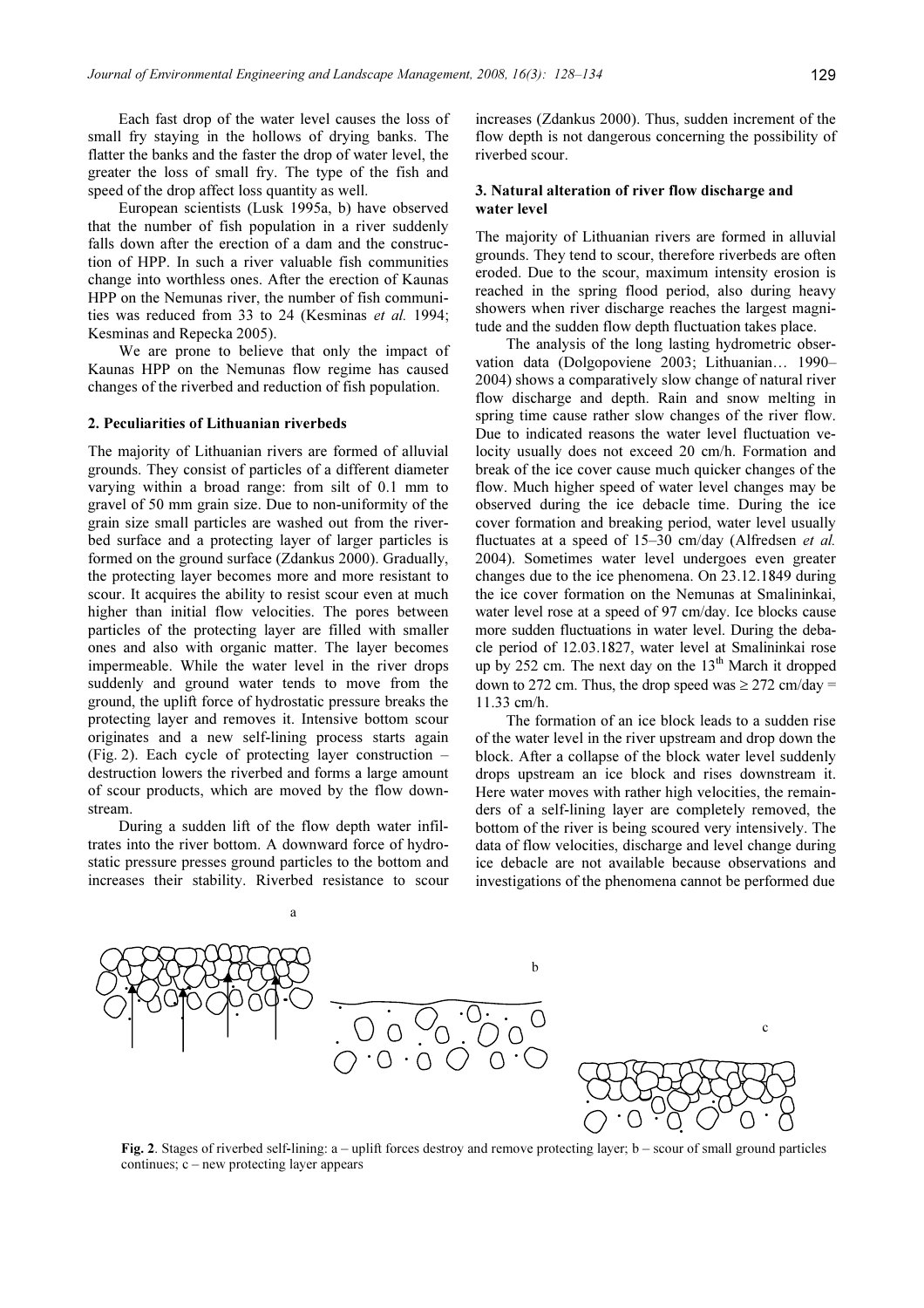Each fast drop of the water level causes the loss of small fry staying in the hollows of drying banks. The flatter the banks and the faster the drop of water level, the greater the loss of small fry. The type of the fish and speed of the drop affect loss quantity as well.

European scientists (Lusk 1995a, b) have observed that the number of fish population in a river suddenly falls down after the erection of a dam and the construction of HPP. In such a river valuable fish communities change into worthless ones. After the erection of Kaunas HPP on the Nemunas river, the number of fish communities was reduced from 33 to 24 (Kesminas *et al.* 1994; Kesminas and Repecka 2005).

We are prone to believe that only the impact of Kaunas HPP on the Nemunas flow regime has caused changes of the riverbed and reduction of fish population.

## 2. Peculiarities of Lithuanian riverbeds

The majority of Lithuanian rivers are formed of alluvial grounds. They consist of particles of a different diameter varying within a broad range: from silt of 0.1 mm to gravel of 50 mm grain size. Due to non-uniformity of the grain size small particles are washed out from the riverbed surface and a protecting layer of larger particles is formed on the ground surface (Zdankus 2000). Gradually, the protecting layer becomes more and more resistant to scour. It acquires the ability to resist scour even at much higher than initial flow velocities. The pores between particles of the protecting layer are filled with smaller ones and also with organic matter. The layer becomes impermeable. While the water level in the river drops suddenly and ground water tends to move from the ground, the uplift force of hydrostatic pressure breaks the protecting layer and removes it. Intensive bottom scour originates and a new self-lining process starts again (Fig. 2). Each cycle of protecting layer construction – destruction lowers the riverbed and forms a large amount of scour products, which are moved by the flow downstream.

During a sudden lift of the flow depth water infiltrates into the river bottom. A downward force of hydrostatic pressure presses ground particles to the bottom and increases their stability. Riverbed resistance to scour increases (Zdankus 2000). Thus, sudden increment of the flow depth is not dangerous concerning the possibility of riverbed scour.

## 3. Natural alteration of river flow discharge and water level

The majority of Lithuanian rivers are formed in alluvial grounds. They tend to scour, therefore riverbeds are often eroded. Due to the scour, maximum intensity erosion is reached in the spring flood period, also during heavy showers when river discharge reaches the largest magnitude and the sudden flow depth fluctuation takes place.

The analysis of the long lasting hydrometric observation data (Dolgopoviene 2003; Lithuanian… 1990–2004) shows a comparatively slow change of natural river flow discharge and depth. Rain and snow melting in spring time cause rather slow changes of the river flow. Due to indicated reasons the water level fluctuation velocity usually does not exceed 20 cm/h. Formation and break of the ice cover cause much quicker changes of the flow. Much higher speed of water level changes may be observed during the ice debacle time. During the ice cover formation and breaking period, water level usually fluctuates at a speed of 15–30 cm/day (Alfredsen *et al.* 2004). Sometimes water level undergoes even greater changes due to the ice phenomena. On 23.12.1849 during the ice cover formation on the Nemunas at Smalininkai, water level rose at a speed of 97 cm/day. Ice blocks cause more sudden fluctuations in water level. During the debacle period of 12.03.1827, water level at Smalininkai rose up by 252 cm. The next day on the 13th March it dropped down to 272 cm. Thus, the drop speed was $\geq 272$ cm/day = 11.33 cm/h.

The formation of an ice block leads to a sudden rise of the water level in the river upstream and drop down the block. After a collapse of the block water level suddenly drops upstream an ice block and rises downstream it. Here water moves with rather high velocities, the remainders of a self-lining layer are completely removed, the bottom of the river is being scoured very intensively. The data of flow velocities, discharge and level change during ice debacle are not available because observations and investigations of the phenomena cannot be performed due

**Fig. 2**. Stages of riverbed self-lining: a – uplift forces destroy and remove protecting layer; b – scour of small ground particles continues; c – new protecting layer appears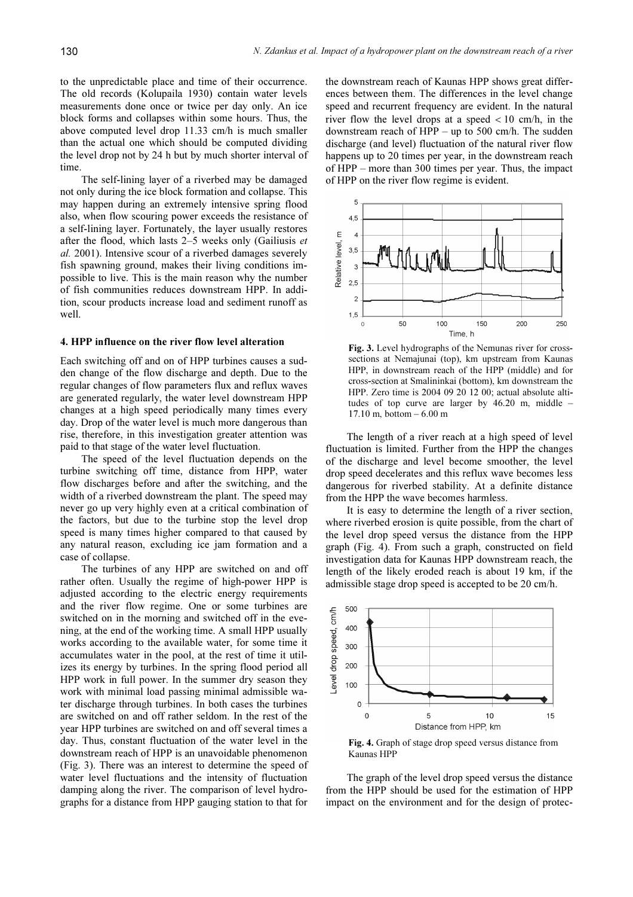to the unpredictable place and time of their occurrence. The old records (Kolupaila 1930) contain water levels measurements done once or twice per day only. An ice block forms and collapses within some hours. Thus, the above computed level drop 11.33 cm/h is much smaller than the actual one which should be computed dividing the level drop not by 24 h but by much shorter interval of time.

The self-lining layer of a riverbed may be damaged not only during the ice block formation and collapse. This may happen during an extremely intensive spring flood also, when flow scouring power exceeds the resistance of a self-lining layer. Fortunately, the layer usually restores after the flood, which lasts 2–5 weeks only (Gailiusis *et al.* 2001). Intensive scour of a riverbed damages severely fish spawning ground, makes their living conditions impossible to live. This is the main reason why the number of fish communities reduces downstream HPP. In addition, scour products increase load and sediment runoff as well.

## 4. HPP influence on the river flow level alteration

Each switching off and on of HPP turbines causes a sudden change of the flow discharge and depth. Due to the regular changes of flow parameters flux and reflux waves are generated regularly, the water level downstream HPP changes at a high speed periodically many times every day. Drop of the water level is much more dangerous than rise, therefore, in this investigation greater attention was paid to that stage of the water level fluctuation.

The speed of the level fluctuation depends on the turbine switching off time, distance from HPP, water flow discharges before and after the switching, and the width of a riverbed downstream the plant. The speed may never go up very highly even at a critical combination of the factors, but due to the turbine stop the level drop speed is many times higher compared to that caused by any natural reason, excluding ice jam formation and a case of collapse.

The turbines of any HPP are switched on and off rather often. Usually the regime of high-power HPP is adjusted according to the electric energy requirements and the river flow regime. One or some turbines are switched on in the morning and switched off in the evening, at the end of the working time. A small HPP usually works according to the available water, for some time it accumulates water in the pool, at the rest of time it utilizes its energy by turbines. In the spring flood period all HPP work in full power. In the summer dry season they work with minimal load passing minimal admissible water discharge through turbines. In both cases the turbines are switched on and off rather seldom. In the rest of the year HPP turbines are switched on and off several times a day. Thus, constant fluctuation of the water level in the downstream reach of HPP is an unavoidable phenomenon (Fig. 3). There was an interest to determine the speed of water level fluctuations and the intensity of fluctuation damping along the river. The comparison of level hydrographs for a distance from HPP gauging station to that for the downstream reach of Kaunas HPP shows great differences between them. The differences in the level change speed and recurrent frequency are evident. In the natural river flow the level drops at a speed < 10 cm/h, in the downstream reach of HPP – up to 500 cm/h. The sudden discharge (and level) fluctuation of the natural river flow happens up to 20 times per year, in the downstream reach of HPP – more than 300 times per year. Thus, the impact of HPP on the river flow regime is evident.

Relative level, m
5
4,5
4
3,5
3
2,5
2
1,5
0 50 100 150 200 250
Time, h

**Fig. 3.** Level hydrographs of the Nemunas river for cross-sections at Nemajunai (top), km upstream from Kaunas HPP, in downstream reach of the HPP (middle) and for cross-section at Smalininkai (bottom), km downstream the HPP. Zero time is 2004 09 20 12 00; actual absolute altitudes of top curve are larger by 46.20 m, middle – 17.10 m, bottom – 6.00 m

The length of a river reach at a high speed of level fluctuation is limited. Further from the HPP the changes of the discharge and level become smoother, the level drop speed decelerates and this reflux wave becomes less dangerous for riverbed stability. At a definite distance from the HPP the wave becomes harmless.

It is easy to determine the length of a river section, where riverbed erosion is quite possible, from the chart of the level drop speed versus the distance from the HPP graph (Fig. 4). From such a graph, constructed on field investigation data for Kaunas HPP downstream reach, the length of the likely eroded reach is about 19 km, if the admissible stage drop speed is accepted to be 20 cm/h.

Level drop speed, cm/h
500
400
300
200
100
0
0 5 10 15
Distance from HPP, km

**Fig. 4.** Graph of stage drop speed versus distance from Kaunas HPP

The graph of the level drop speed versus the distance from the HPP should be used for the estimation of HPP impact on the environment and for the design of protec-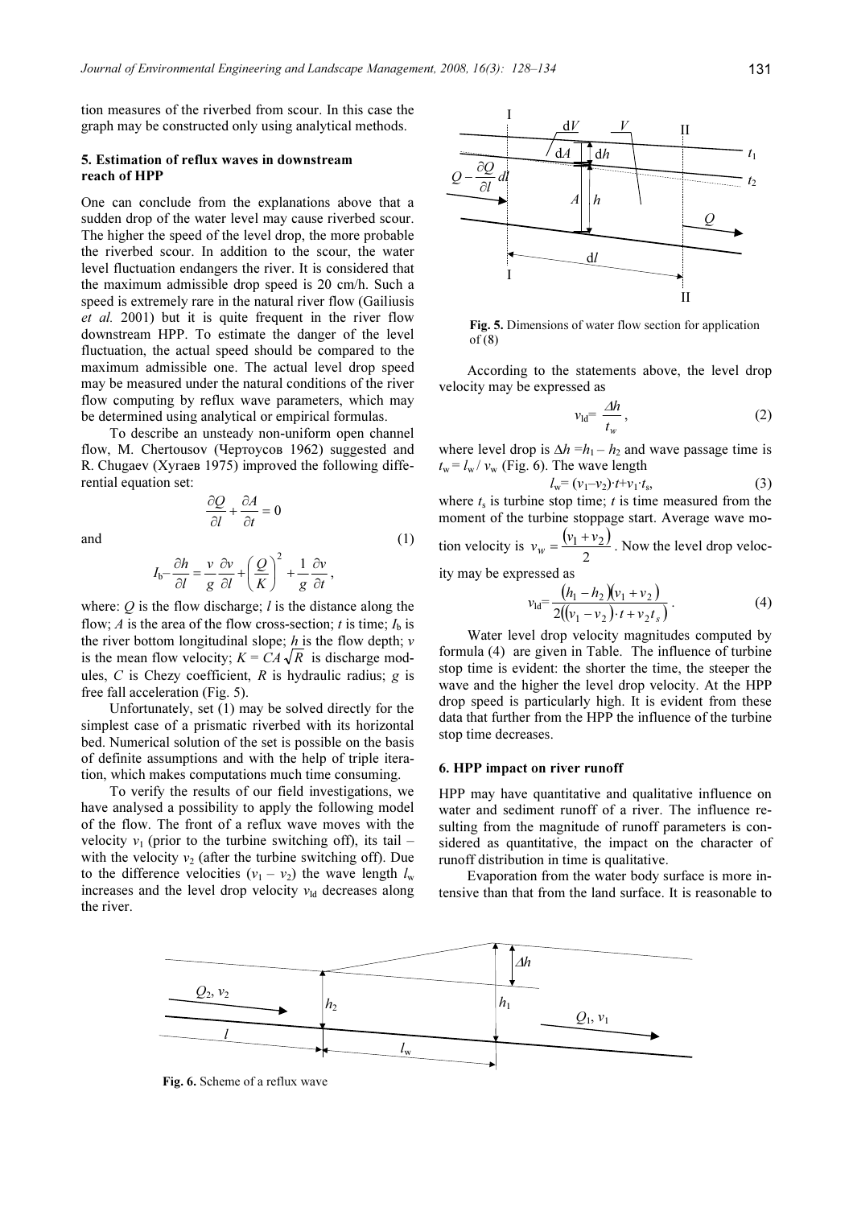tion measures of the riverbed from scour. In this case the graph may be constructed only using analytical methods.

## 5. Estimation of reflux waves in downstream reach of HPP

One can conclude from the explanations above that a sudden drop of the water level may cause riverbed scour. The higher the speed of the level drop, the more probable the riverbed scour. In addition to the scour, the water level fluctuation endangers the river. It is considered that the maximum admissible drop speed is 20 cm/h. Such a speed is extremely rare in the natural river flow (Gailiusis *et al.* 2001) but it is quite frequent in the river flow downstream HPP. To estimate the danger of the level fluctuation, the actual speed should be compared to the maximum admissible one. The actual level drop speed may be measured under the natural conditions of the river flow computing by reflux wave parameters, which may be determined using analytical or empirical formulas.

To describe an unsteady non-uniform open channel flow, M. Chertousov (Чертоусов 1962) suggested and R. Chugaev (Хугаев 1975) improved the following differential equation set:

$$\frac{\partial Q}{\partial l} + \frac{\partial A}{\partial t} = 0$$

and (1)

$$I_b - \frac{\partial h}{\partial l} = \frac{v}{g}\frac{\partial v}{\partial l} + \left(\frac{Q}{K}\right)^2 + \frac{1}{g}\frac{\partial v}{\partial t},$$

where: $Q$ is the flow discharge; $l$ is the distance along the flow; $A$ is the area of the flow cross-section; $t$ is time; $I_b$ is the river bottom longitudinal slope; $h$ is the flow depth; $v$ is the mean flow velocity; $K = CA\sqrt{R}$ is discharge modules, $C$ is Chezy coefficient, $R$ is hydraulic radius; $g$ is free fall acceleration (Fig. 5).

Unfortunately, set (1) may be solved directly for the simplest case of a prismatic riverbed with its horizontal bed. Numerical solution of the set is possible on the basis of definite assumptions and with the help of triple iteration, which makes computations much time consuming.

To verify the results of our field investigations, we have analysed a possibility to apply the following model of the flow. The front of a reflux wave moves with the velocity $v_1$ (prior to the turbine switching off), its tail – with the velocity $v_2$ (after the turbine switching off). Due to the difference velocities $(v_1 - v_2)$ the wave length $l_w$ increases and the level drop velocity $v_{ld}$ decreases along the river.

**Fig. 5.** Dimensions of water flow section for application of (8)

According to the statements above, the level drop velocity may be expressed as

$$v_{ld} = \frac{\Delta h}{t_w}, \quad (2)$$

where level drop is $\Delta h = h_1 - h_2$ and wave passage time is $t_w = l_w / v_w$ (Fig. 6). The wave length

$$l_w = (v_1 - v_2)\cdot t + v_1 \cdot t_s, \quad (3)$$

where $t_s$ is turbine stop time; $t$ is time measured from the moment of the turbine stoppage start. Average wave motion velocity is $v_w = \frac{(v_1 + v_2)}{2}$. Now the level drop velocity may be expressed as

$$v_{ld} = \frac{(h_1 - h_2)(v_1 + v_2)}{2((v_1 - v_2)\cdot t + v_2 t_s)}. \quad (4)$$

Water level drop velocity magnitudes computed by formula (4) are given in Table. The influence of turbine stop time is evident: the shorter the time, the steeper the wave and the higher the level drop velocity. At the HPP drop speed is particularly high. It is evident from these data that further from the HPP the influence of the turbine stop time decreases.

## 6. HPP impact on river runoff

HPP may have quantitative and qualitative influence on water and sediment runoff of a river. The influence resulting from the magnitude of runoff parameters is considered as quantitative, the impact on the character of runoff distribution in time is qualitative.

Evaporation from the water body surface is more intensive than that from the land surface. It is reasonable to

**Fig. 6.** Scheme of a reflux wave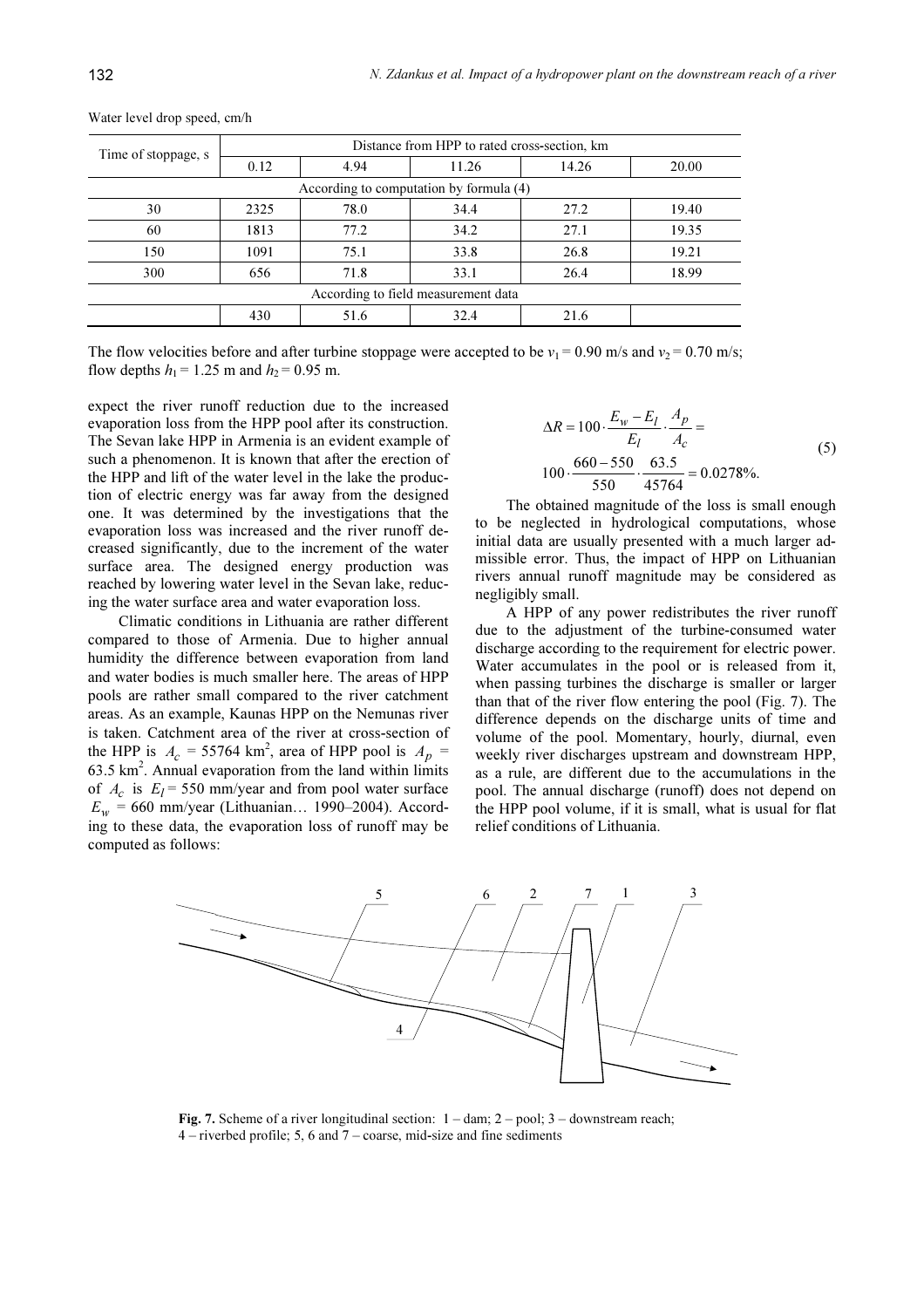Water level drop speed, cm/h

| Time of stoppage, s | Distance from HPP to rated cross-section, km | | | | |
|---|---|---|---|---|---|
| | 0.12 | 4.94 | 11.26 | 14.26 | 20.00 |
| According to computation by formula (4) | | | | | |
| 30 | 2325 | 78.0 | 34.4 | 27.2 | 19.40 |
| 60 | 1813 | 77.2 | 34.2 | 27.1 | 19.35 |
| 150 | 1091 | 75.1 | 33.8 | 26.8 | 19.21 |
| 300 | 656 | 71.8 | 33.1 | 26.4 | 18.99 |
| According to field measurement data | | | | | |
| | 430 | 51.6 | 32.4 | 21.6 | |

The flow velocities before and after turbine stoppage were accepted to be $v_1 = 0.90$ m/s and $v_2 = 0.70$ m/s; flow depths $h_1 = 1.25$ m and $h_2 = 0.95$ m.

expect the river runoff reduction due to the increased evaporation loss from the HPP pool after its construction. The Sevan lake HPP in Armenia is an evident example of such a phenomenon. It is known that after the erection of the HPP and lift of the water level in the lake the production of electric energy was far away from the designed one. It was determined by the investigations that the evaporation loss was increased and the river runoff decreased significantly, due to the increment of the water surface area. The designed energy production was reached by lowering water level in the Sevan lake, reducing the water surface area and water evaporation loss.

Climatic conditions in Lithuania are rather different compared to those of Armenia. Due to higher annual humidity the difference between evaporation from land and water bodies is much smaller here. The areas of HPP pools are rather small compared to the river catchment areas. As an example, Kaunas HPP on the Nemunas river is taken. Catchment area of the river at cross-section of the HPP is $A_c$ = 55764 km$^2$, area of HPP pool is $A_p$ = 63.5 km$^2$. Annual evaporation from the land within limits of $A_c$ is $E_l$ = 550 mm/year and from pool water surface $E_w$ = 660 mm/year (Lithuanian… 1990–2004). According to these data, the evaporation loss of runoff may be computed as follows:

$$\Delta R = 100 \cdot \frac{E_w - E_l}{E_l} \cdot \frac{A_p}{A_c} = 100 \cdot \frac{660 - 550}{550} \cdot \frac{63.5}{45764} = 0.0278\%. \tag{5}$$

The obtained magnitude of the loss is small enough to be neglected in hydrological computations, whose initial data are usually presented with a much larger admissible error. Thus, the impact of HPP on Lithuanian rivers annual runoff magnitude may be considered as negligibly small.

A HPP of any power redistributes the river runoff due to the adjustment of the turbine-consumed water discharge according to the requirement for electric power. Water accumulates in the pool or is released from it, when passing turbines the discharge is smaller or larger than that of the river flow entering the pool (Fig. 7). The difference depends on the discharge units of time and volume of the pool. Momentary, hourly, diurnal, even weekly river discharges upstream and downstream HPP, as a rule, are different due to the accumulations in the pool. The annual discharge (runoff) does not depend on the HPP pool volume, if it is small, what is usual for flat relief conditions of Lithuania.

**Fig. 7.** Scheme of a river longitudinal section: 1 – dam; 2 – pool; 3 – downstream reach; 4 – riverbed profile; 5, 6 and 7 – coarse, mid-size and fine sediments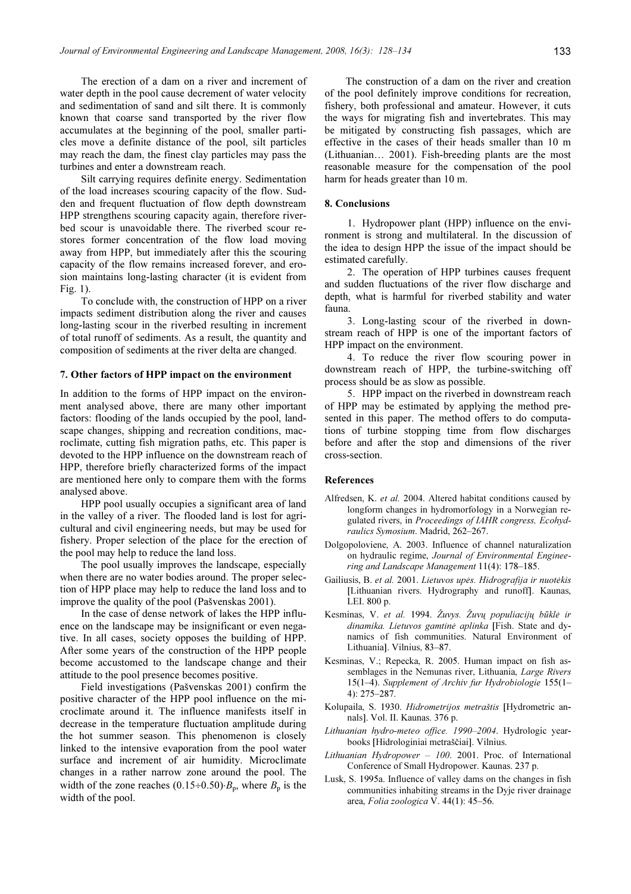The erection of a dam on a river and increment of water depth in the pool cause decrement of water velocity and sedimentation of sand and silt there. It is commonly known that coarse sand transported by the river flow accumulates at the beginning of the pool, smaller particles move a definite distance of the pool, silt particles may reach the dam, the finest clay particles may pass the turbines and enter a downstream reach.

Silt carrying requires definite energy. Sedimentation of the load increases scouring capacity of the flow. Sudden and frequent fluctuation of flow depth downstream HPP strengthens scouring capacity again, therefore riverbed scour is unavoidable there. The riverbed scour restores former concentration of the flow load moving away from HPP, but immediately after this the scouring capacity of the flow remains increased forever, and erosion maintains long-lasting character (it is evident from Fig. 1).

To conclude with, the construction of HPP on a river impacts sediment distribution along the river and causes long-lasting scour in the riverbed resulting in increment of total runoff of sediments. As a result, the quantity and composition of sediments at the river delta are changed.

## 7. Other factors of HPP impact on the environment

In addition to the forms of HPP impact on the environment analysed above, there are many other important factors: flooding of the lands occupied by the pool, landscape changes, shipping and recreation conditions, macroclimate, cutting fish migration paths, etc. This paper is devoted to the HPP influence on the downstream reach of HPP, therefore briefly characterized forms of the impact are mentioned here only to compare them with the forms analysed above.

HPP pool usually occupies a significant area of land in the valley of a river. The flooded land is lost for agricultural and civil engineering needs, but may be used for fishery. Proper selection of the place for the erection of the pool may help to reduce the land loss.

The pool usually improves the landscape, especially when there are no water bodies around. The proper selection of HPP place may help to reduce the land loss and to improve the quality of the pool (Pašvenskas 2001).

In the case of dense network of lakes the HPP influence on the landscape may be insignificant or even negative. In all cases, society opposes the building of HPP. After some years of the construction of the HPP people become accustomed to the landscape change and their attitude to the pool presence becomes positive.

Field investigations (Pašvenskas 2001) confirm the positive character of the HPP pool influence on the microclimate around it. The influence manifests itself in decrease in the temperature fluctuation amplitude during the hot summer season. This phenomenon is closely linked to the intensive evaporation from the pool water surface and increment of air humidity. Microclimate changes in a rather narrow zone around the pool. The width of the zone reaches $(0.15 \div 0.50) \cdot B_p$, where $B_p$ is the width of the pool.

The construction of a dam on the river and creation of the pool definitely improve conditions for recreation, fishery, both professional and amateur. However, it cuts the ways for migrating fish and invertebrates. This may be mitigated by constructing fish passages, which are effective in the cases of their heads smaller than 10 m (Lithuanian… 2001). Fish-breeding plants are the most reasonable measure for the compensation of the pool harm for heads greater than 10 m.

## 8. Conclusions

1. Hydropower plant (HPP) influence on the environment is strong and multilateral. In the discussion of the idea to design HPP the issue of the impact should be estimated carefully.

2. The operation of HPP turbines causes frequent and sudden fluctuations of the river flow discharge and depth, what is harmful for riverbed stability and water fauna.

3. Long-lasting scour of the riverbed in downstream reach of HPP is one of the important factors of HPP impact on the environment.

4. To reduce the river flow scouring power in downstream reach of HPP, the turbine-switching off process should be as slow as possible.

5. HPP impact on the riverbed in downstream reach of HPP may be estimated by applying the method presented in this paper. The method offers to do computations of turbine stopping time from flow discharges before and after the stop and dimensions of the river cross-section.

## References

Alfredsen, K. *et al.* 2004. Altered habitat conditions caused by longform changes in hydromorfology in a Norwegian regulated rivers, in *Proceedings of IAHR congress, Ecohydraulics Symosium*. Madrid, 262–267.

Dolgopoloviene, A. 2003. Influence of channel naturalization on hydraulic regime, *Journal of Environmental Engineering and Landscape Management* 11(4): 178–185.

Gailiusis, B. *et al.* 2001. *Lietuvos upės. Hidrografija ir nuotėkis* [Lithuanian rivers. Hydrography and runoff]. Kaunas, LEI. 800 p.

Kesminas, V. *et al.* 1994. *Žuvys. Žuvų populiacijų būklė ir dinamika. Lietuvos gamtinė aplinka* [Fish. State and dynamics of fish communities. Natural Environment of Lithuania]. Vilnius, 83–87.

Kesminas, V.; Repecka, R. 2005. Human impact on fish assemblages in the Nemunas river, Lithuania, *Large Rivers* 15(1–4). *Supplement of Archiv fur Hydrobiologie* 155(1–4): 275–287.

Kolupaila, S. 1930. *Hidrometrijos metraštis* [Hydrometric annals]. Vol. II. Kaunas. 376 p.

*Lithuanian hydro-meteo office. 1990–2004*. Hydrologic yearbooks [Hidrologiniai metraščiai]. Vilnius.

*Lithuanian Hydropower – 100*. 2001. Proc. of International Conference of Small Hydropower. Kaunas. 237 p.

Lusk, S. 1995a. Influence of valley dams on the changes in fish communities inhabiting streams in the Dyje river drainage area, *Folia zoologica* V. 44(1): 45–56.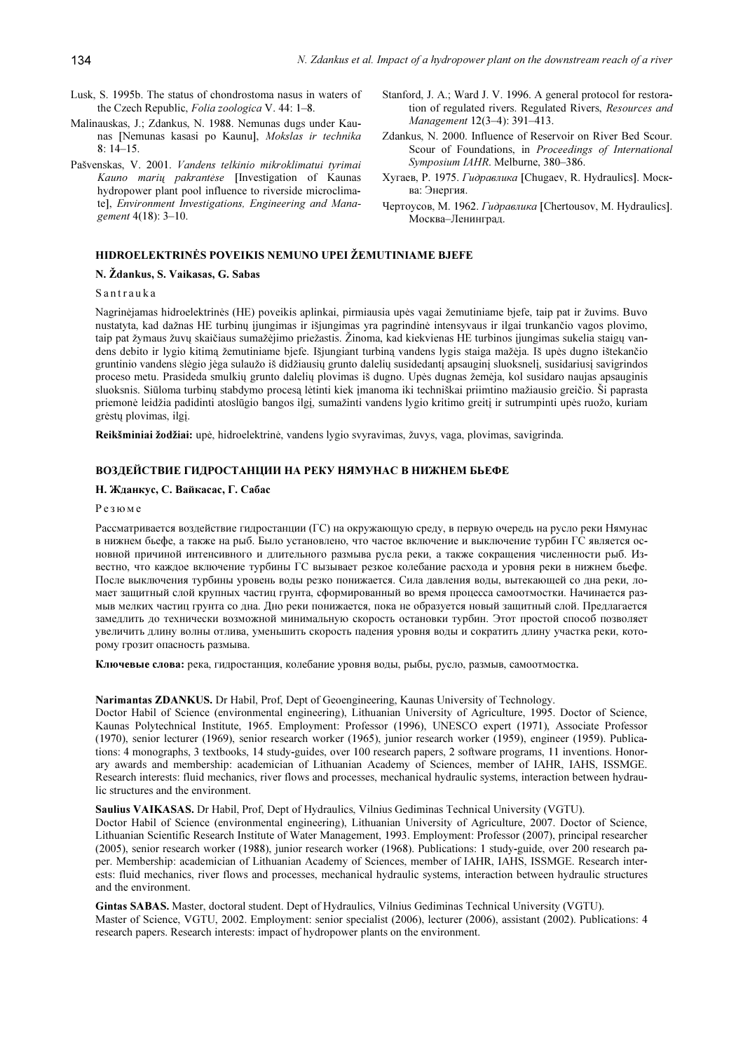Lusk, S. 1995b. The status of chondrostoma nasus in waters of the Czech Republic, *Folia zoologica* V. 44: 1–8.

Malinauskas, J.; Zdankus, N. 1988. Nemunas dugs under Kaunas [Nemunas kasasi po Kaunu], *Mokslas ir technika* 8: 14–15.

Pašvenskas, V. 2001. *Vandens telkinio mikroklimatui tyrimai Kauno marių pakrantėse* [Investigation of Kaunas hydropower plant pool influence to riverside microclimate], *Environment Investigations, Engineering and Management* 4(18): 3–10.

Stanford, J. A.; Ward J. V. 1996. A general protocol for restoration of regulated rivers. Regulated Rivers, *Resources and Management* 12(3–4): 391–413.

Zdankus, N. 2000. Influence of Reservoir on River Bed Scour. Scour of Foundations, in *Proceedings of International Symposium IAHR*. Melburne, 380–386.

Хугаев, Р. 1975. *Гидравлика* [Chugaev, R. Hydraulics]. Москва: Энергия.

Чертоусов, М. 1962. *Гидравлика* [Chertousov, M. Hydraulics]. Москва–Ленинград.

## HIDROELEKTRINĖS POVEIKIS NEMUNO UPEI ŽEMUTINIAME BJEFE

**N. Ždankus, S. Vaikasas, G. Sabas**

S a n t r a u k a

Nagrinėjamas hidroelektrinės (HE) poveikis aplinkai, pirmiausia upės vagai žemutiniame bjefe, taip pat ir žuvims. Buvo nustatyta, kad dažnas HE turbinų įjungimas ir išjungimas yra pagrindinė intensyvaus ir ilgai trunkančio vagos plovimo, taip pat žymaus žuvų skaičiaus sumažėjimo priežastis. Žinoma, kad kiekvienas HE turbinos įjungimas sukelia staigų vandens debito ir lygio kitimą žemutiniame bjefe. Išjungiant turbiną vandens lygis staiga mažėja. Iš upės dugno ištekančio gruntinio vandens slėgio jėga sulaužo iš didžiausių grunto dalelių susidedantį apsauginį sluoksnelį, susidariusį savigrindos proceso metu. Prasideda smulkių grunto dalelių plovimas iš dugno. Upės dugnas žemėja, kol susidaro naujas apsauginis sluoksnis. Siūloma turbinų stabdymo procesą lėtinti kiek įmanoma iki techniškai priimtino mažiausio greičio. Ši paprasta priemonė leidžia padidinti atoslūgio bangos ilgį, sumažinti vandens lygio kritimo greitį ir sutrumpinti upės ruožo, kuriam grėstų plovimas, ilgį.

**Reikšminiai žodžiai:** upė, hidroelektrinė, vandens lygio svyravimas, žuvys, vaga, plovimas, savigrinda.

## ВОЗДЕЙСТВИЕ ГИДРОСТАНЦИИ НА РЕКУ НЯМУНАС В НИЖНЕМ БЬЕФЕ

**Н. Жданкус, С. Вайкасас, Г. Сабас**

Р е з ю м е

Рассматривается воздействие гидростанции (ГС) на окружающую среду, в первую очередь на русло реки Нямунас в нижнем бьефе, а также на рыб. Было установлено, что частое включение и выключение турбин ГС является основной причиной интенсивного и длительного размыва русла реки, а также сокращения численности рыб. Известно, что каждое включение турбины ГС вызывает резкое колебание расхода и уровня реки в нижнем бьефе. После выключения турбины уровень воды резко понижается. Сила давления воды, вытекающей со дна реки, ломает защитный слой крупных частиц грунта, сформированный во время процесса самоотмостки. Начинается размыв мелких частиц грунта со дна. Дно реки понижается, пока не образуется новый защитный слой. Предлагается замедлить до технически возможной минимальную скорость остановки турбин. Этот простой способ позволяет увеличить длину волны отлива, уменьшить скорость падения уровня воды и сократить длину участка реки, которому грозит опасность размыва.

**Ключевые слова:** река, гидростанция, колебание уровня воды, рыбы, русло, размыв, самоотмостка.

**Narimantas ZDANKUS.** Dr Habil, Prof, Dept of Geoengineering, Kaunas University of Technology.
Doctor Habil of Science (environmental engineering), Lithuanian University of Agriculture, 1995. Doctor of Science, Kaunas Polytechnical Institute, 1965. Employment: Professor (1996), UNESCO expert (1971), Associate Professor (1970), senior lecturer (1969), senior research worker (1965), junior research worker (1959), engineer (1959). Publications: 4 monographs, 3 textbooks, 14 study-guides, over 100 research papers, 2 software programs, 11 inventions. Honorary awards and membership: academician of Lithuanian Academy of Sciences, member of IAHR, IAHS, ISSMGE. Research interests: fluid mechanics, river flows and processes, mechanical hydraulic systems, interaction between hydraulic structures and the environment.

**Saulius VAIKASAS.** Dr Habil, Prof, Dept of Hydraulics, Vilnius Gediminas Technical University (VGTU).
Doctor Habil of Science (environmental engineering), Lithuanian University of Agriculture, 2007. Doctor of Science, Lithuanian Scientific Research Institute of Water Management, 1993. Employment: Professor (2007), principal researcher (2005), senior research worker (1988), junior research worker (1968). Publications: 1 study-guide, over 200 research paper. Membership: academician of Lithuanian Academy of Sciences, member of IAHR, IAHS, ISSMGE. Research interests: fluid mechanics, river flows and processes, mechanical hydraulic systems, interaction between hydraulic structures and the environment.

**Gintas SABAS.** Master, doctoral student. Dept of Hydraulics, Vilnius Gediminas Technical University (VGTU).
Master of Science, VGTU, 2002. Employment: senior specialist (2006), lecturer (2006), assistant (2002). Publications: 4 research papers. Research interests: impact of hydropower plants on the environment.